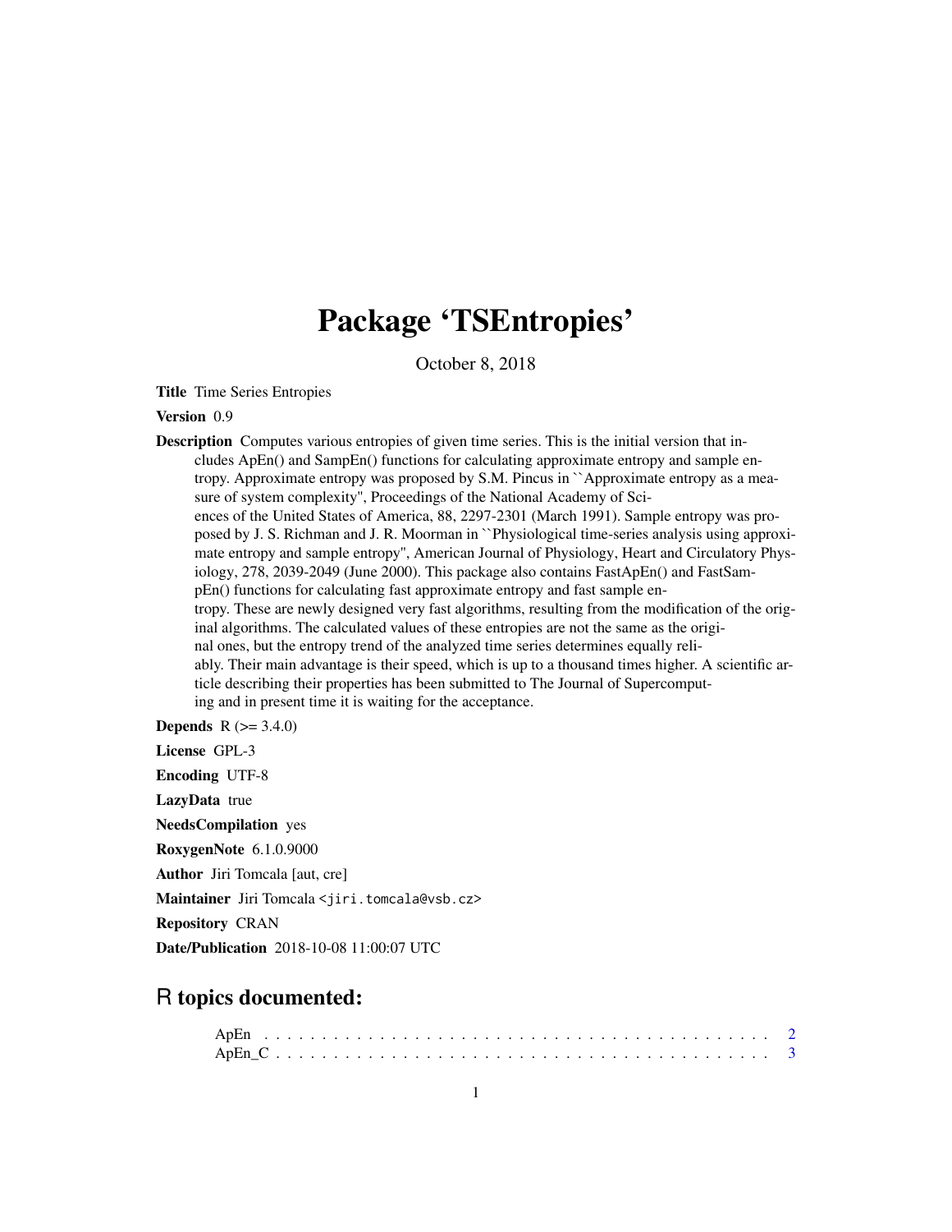# Package 'TSEntropies'

October 8, 2018

**Title** Time Series Entropies

**Version** 0.9

**Description** Computes various entropies of given time series. This is the initial version that includes ApEn() and SampEn() functions for calculating approximate entropy and sample entropy. Approximate entropy was proposed by S.M. Pincus in ``Approximate entropy as a measure of system complexity", Proceedings of the National Academy of Sciences of the United States of America, 88, 2297-2301 (March 1991). Sample entropy was proposed by J. S. Richman and J. R. Moorman in ``Physiological time-series analysis using approximate entropy and sample entropy", American Journal of Physiology, Heart and Circulatory Physiology, 278, 2039-2049 (June 2000). This package also contains FastApEn() and FastSampEn() functions for calculating fast approximate entropy and fast sample entropy. These are newly designed very fast algorithms, resulting from the modification of the original algorithms. The calculated values of these entropies are not the same as the original ones, but the entropy trend of the analyzed time series determines equally reliably. Their main advantage is their speed, which is up to a thousand times higher. A scientific article describing their properties has been submitted to The Journal of Supercomputing and in present time it is waiting for the acceptance.

**Depends** R (>= 3.4.0)

**License** GPL-3

**Encoding** UTF-8

**LazyData** true

**NeedsCompilation** yes

**RoxygenNote** 6.1.0.9000

**Author** Jiri Tomcala [aut, cre]

**Maintainer** Jiri Tomcala <jiri.tomcala@vsb.cz>

**Repository** CRAN

**Date/Publication** 2018-10-08 11:00:07 UTC

## R topics documented:

ApEn . . . . . . . . . . . . . . . . . . . . . . . . . . . . . . . . . . . . . . . . . . 2
ApEn_C . . . . . . . . . . . . . . . . . . . . . . . . . . . . . . . . . . . . . . . . 3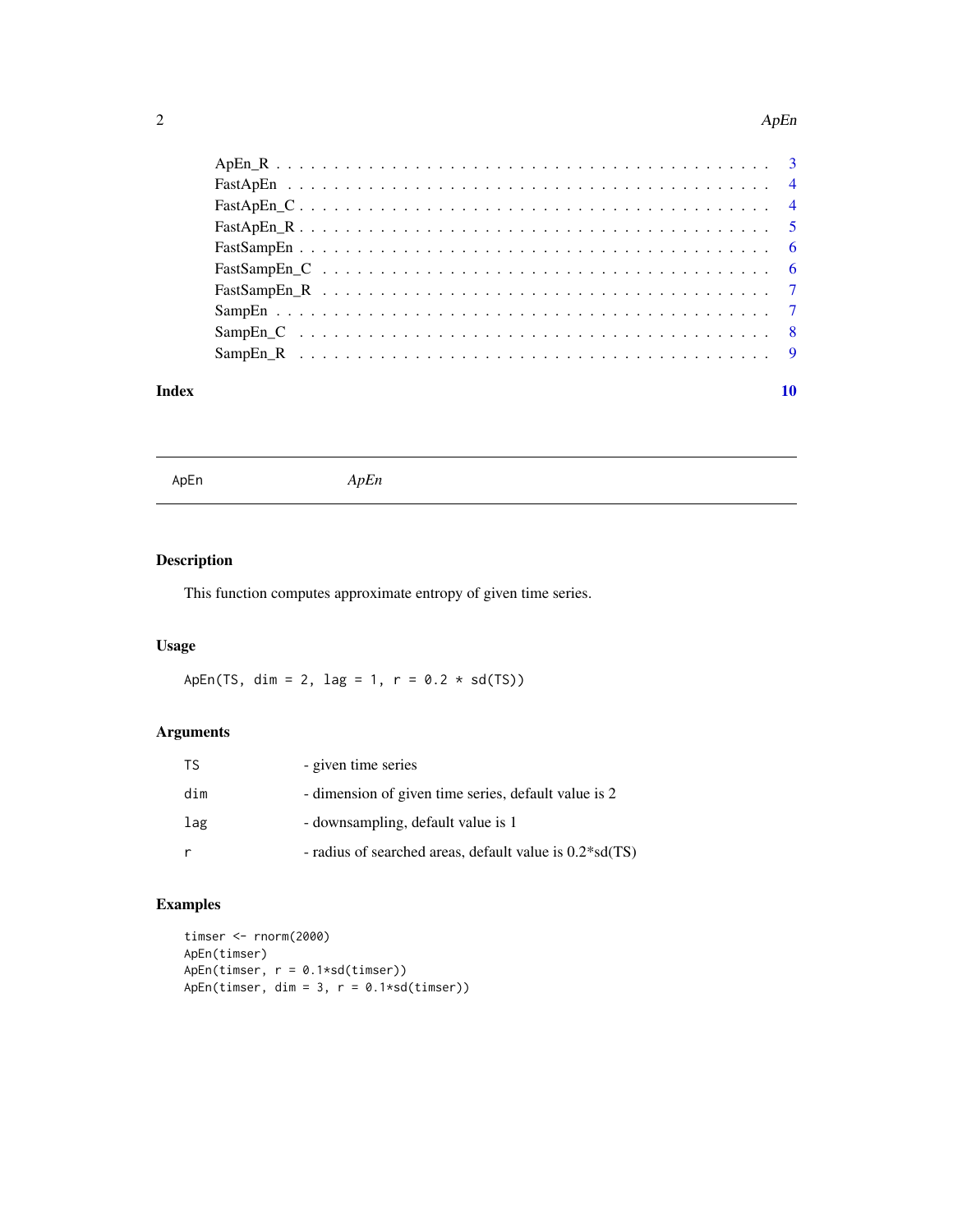ApEn_R . . . . . . . . . . . . . . . . . . . . . . . . . . . . . . . . . . . . . . . . 3
FastApEn . . . . . . . . . . . . . . . . . . . . . . . . . . . . . . . . . . . . . . . 4
FastApEn_C . . . . . . . . . . . . . . . . . . . . . . . . . . . . . . . . . . . . . . 4
FastApEn_R . . . . . . . . . . . . . . . . . . . . . . . . . . . . . . . . . . . . . . 5
FastSampEn . . . . . . . . . . . . . . . . . . . . . . . . . . . . . . . . . . . . . . 6
FastSampEn_C . . . . . . . . . . . . . . . . . . . . . . . . . . . . . . . . . . . . . 6
FastSampEn_R . . . . . . . . . . . . . . . . . . . . . . . . . . . . . . . . . . . . . 7
SampEn . . . . . . . . . . . . . . . . . . . . . . . . . . . . . . . . . . . . . . . . 7
SampEn_C . . . . . . . . . . . . . . . . . . . . . . . . . . . . . . . . . . . . . . . 8
SampEn_R . . . . . . . . . . . . . . . . . . . . . . . . . . . . . . . . . . . . . . . 9

**Index** 10

---

`ApEn` *ApEn*

---

## Description

This function computes approximate entropy of given time series.

## Usage

```
ApEn(TS, dim = 2, lag = 1, r = 0.2 * sd(TS))
```

## Arguments

| | |
|---|---|
| `TS` | - given time series |
| `dim` | - dimension of given time series, default value is 2 |
| `lag` | - downsampling, default value is 1 |
| `r` | - radius of searched areas, default value is 0.2*sd(TS) |

## Examples

```
timser <- rnorm(2000)
ApEn(timser)
ApEn(timser, r = 0.1*sd(timser))
ApEn(timser, dim = 3, r = 0.1*sd(timser))
```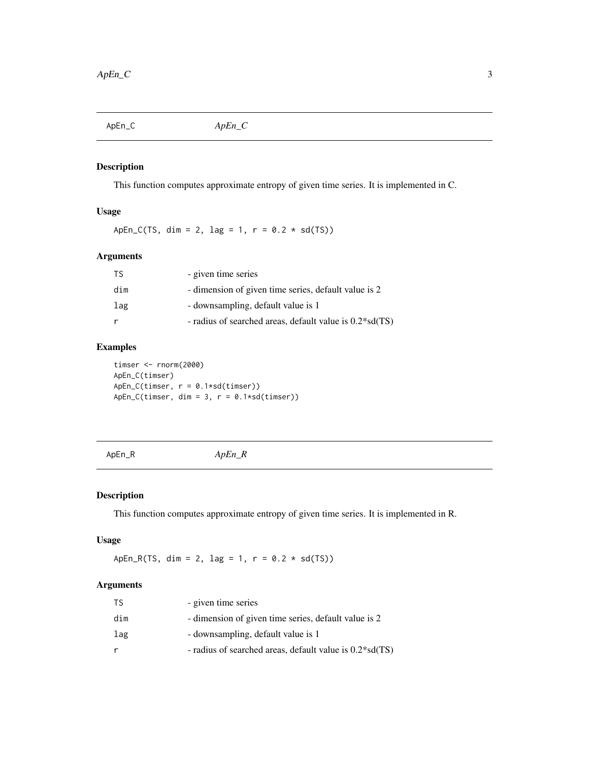## ApEn_C &nbsp;&nbsp;&nbsp;&nbsp; *ApEn_C*

### Description

This function computes approximate entropy of given time series. It is implemented in C.

### Usage

```
ApEn_C(TS, dim = 2, lag = 1, r = 0.2 * sd(TS))
```

### Arguments

| | |
|---|---|
| TS | - given time series |
| dim | - dimension of given time series, default value is 2 |
| lag | - downsampling, default value is 1 |
| r | - radius of searched areas, default value is 0.2*sd(TS) |

### Examples

```
timser <- rnorm(2000)
ApEn_C(timser)
ApEn_C(timser, r = 0.1*sd(timser))
ApEn_C(timser, dim = 3, r = 0.1*sd(timser))
```

## ApEn_R &nbsp;&nbsp;&nbsp;&nbsp; *ApEn_R*

### Description

This function computes approximate entropy of given time series. It is implemented in R.

### Usage

```
ApEn_R(TS, dim = 2, lag = 1, r = 0.2 * sd(TS))
```

### Arguments

| | |
|---|---|
| TS | - given time series |
| dim | - dimension of given time series, default value is 2 |
| lag | - downsampling, default value is 1 |
| r | - radius of searched areas, default value is 0.2*sd(TS) |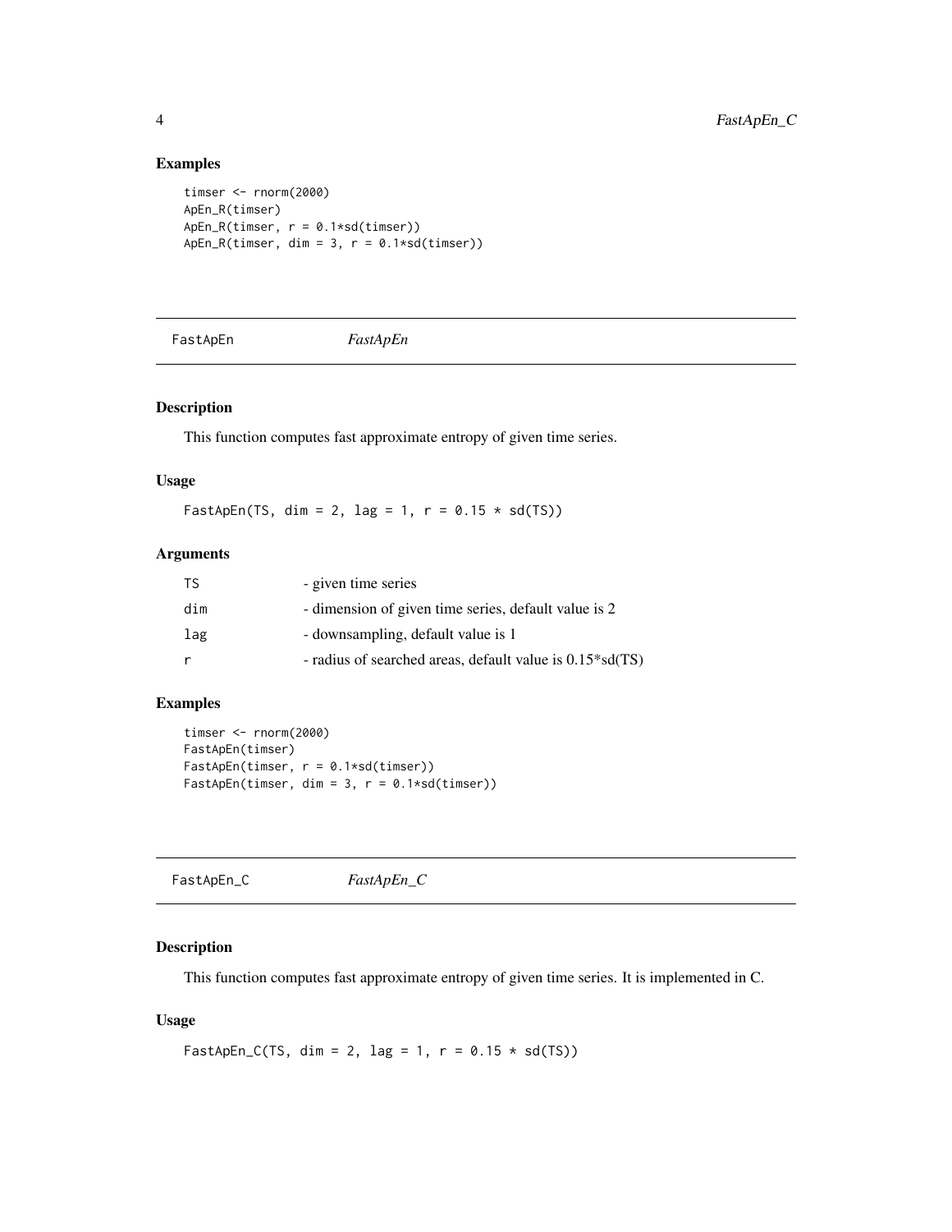## Examples

```
timser <- rnorm(2000)
ApEn_R(timser)
ApEn_R(timser, r = 0.1*sd(timser))
ApEn_R(timser, dim = 3, r = 0.1*sd(timser))
```

---

# FastApEn *FastApEn*

---

### Description

This function computes fast approximate entropy of given time series.

### Usage

```
FastApEn(TS, dim = 2, lag = 1, r = 0.15 * sd(TS))
```

### Arguments

| | |
|---|---|
| TS | - given time series |
| dim | - dimension of given time series, default value is 2 |
| lag | - downsampling, default value is 1 |
| r | - radius of searched areas, default value is 0.15*sd(TS) |

### Examples

```
timser <- rnorm(2000)
FastApEn(timser)
FastApEn(timser, r = 0.1*sd(timser))
FastApEn(timser, dim = 3, r = 0.1*sd(timser))
```

---

# FastApEn_C *FastApEn_C*

---

### Description

This function computes fast approximate entropy of given time series. It is implemented in C.

### Usage

```
FastApEn_C(TS, dim = 2, lag = 1, r = 0.15 * sd(TS))
```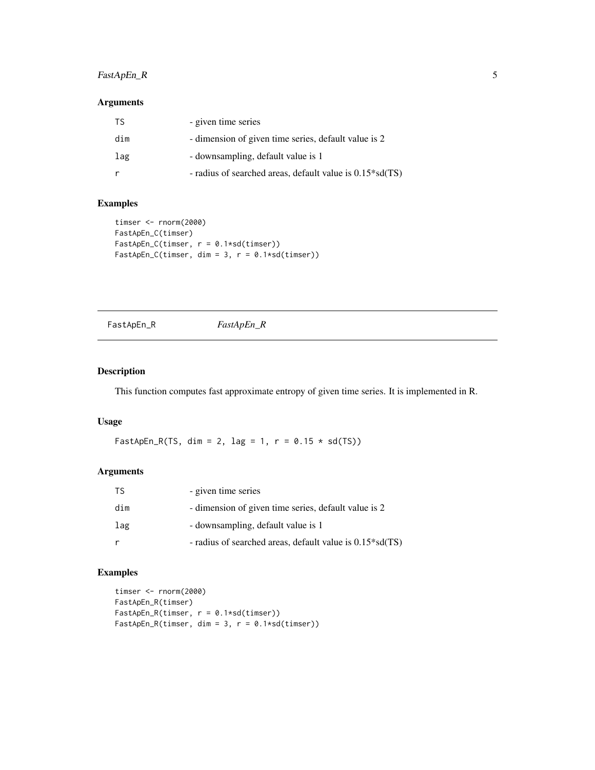### Arguments

| | |
|---|---|
| TS | - given time series |
| dim | - dimension of given time series, default value is 2 |
| lag | - downsampling, default value is 1 |
| r | - radius of searched areas, default value is 0.15*sd(TS) |

### Examples

```
timser <- rnorm(2000)
FastApEn_C(timser)
FastApEn_C(timser, r = 0.1*sd(timser))
FastApEn_C(timser, dim = 3, r = 0.1*sd(timser))
```

---

## FastApEn_R *FastApEn_R*

---

### Description

This function computes fast approximate entropy of given time series. It is implemented in R.

### Usage

```
FastApEn_R(TS, dim = 2, lag = 1, r = 0.15 * sd(TS))
```

### Arguments

| | |
|---|---|
| TS | - given time series |
| dim | - dimension of given time series, default value is 2 |
| lag | - downsampling, default value is 1 |
| r | - radius of searched areas, default value is 0.15*sd(TS) |

### Examples

```
timser <- rnorm(2000)
FastApEn_R(timser)
FastApEn_R(timser, r = 0.1*sd(timser))
FastApEn_R(timser, dim = 3, r = 0.1*sd(timser))
```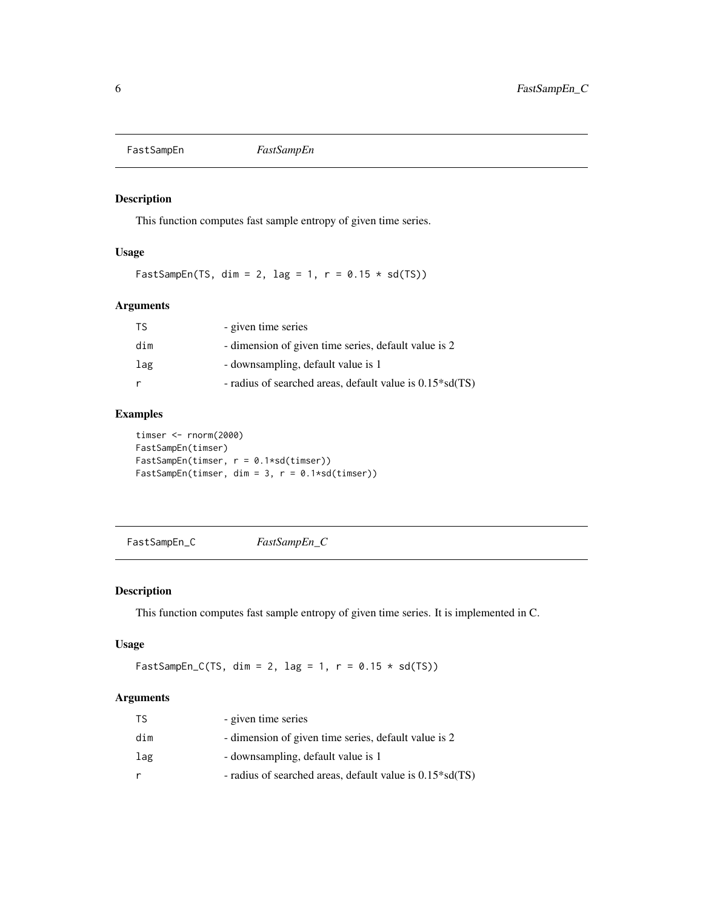## FastSampEn — *FastSampEn*

### Description

This function computes fast sample entropy of given time series.

### Usage

```
FastSampEn(TS, dim = 2, lag = 1, r = 0.15 * sd(TS))
```

### Arguments

| | |
|---|---|
| TS | - given time series |
| dim | - dimension of given time series, default value is 2 |
| lag | - downsampling, default value is 1 |
| r | - radius of searched areas, default value is 0.15*sd(TS) |

### Examples

```
timser <- rnorm(2000)
FastSampEn(timser)
FastSampEn(timser, r = 0.1*sd(timser))
FastSampEn(timser, dim = 3, r = 0.1*sd(timser))
```

## FastSampEn_C — *FastSampEn_C*

### Description

This function computes fast sample entropy of given time series. It is implemented in C.

### Usage

```
FastSampEn_C(TS, dim = 2, lag = 1, r = 0.15 * sd(TS))
```

### Arguments

| | |
|---|---|
| TS | - given time series |
| dim | - dimension of given time series, default value is 2 |
| lag | - downsampling, default value is 1 |
| r | - radius of searched areas, default value is 0.15*sd(TS) |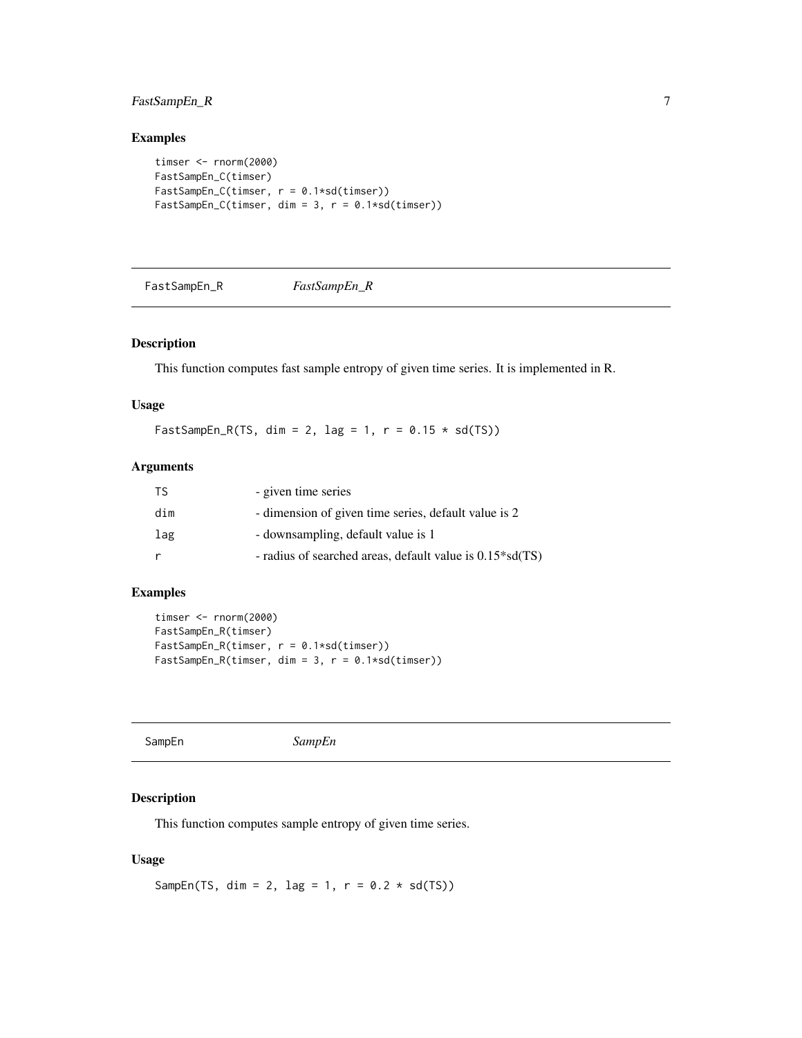## Examples

```
timser <- rnorm(2000)
FastSampEn_C(timser)
FastSampEn_C(timser, r = 0.1*sd(timser))
FastSampEn_C(timser, dim = 3, r = 0.1*sd(timser))
```

---

# FastSampEn_R *FastSampEn_R*

---

### Description

This function computes fast sample entropy of given time series. It is implemented in R.

### Usage

```
FastSampEn_R(TS, dim = 2, lag = 1, r = 0.15 * sd(TS))
```

### Arguments

| | |
|---|---|
| TS | - given time series |
| dim | - dimension of given time series, default value is 2 |
| lag | - downsampling, default value is 1 |
| r | - radius of searched areas, default value is 0.15*sd(TS) |

### Examples

```
timser <- rnorm(2000)
FastSampEn_R(timser)
FastSampEn_R(timser, r = 0.1*sd(timser))
FastSampEn_R(timser, dim = 3, r = 0.1*sd(timser))
```

---

# SampEn *SampEn*

---

### Description

This function computes sample entropy of given time series.

### Usage

```
SampEn(TS, dim = 2, lag = 1, r = 0.2 * sd(TS))
```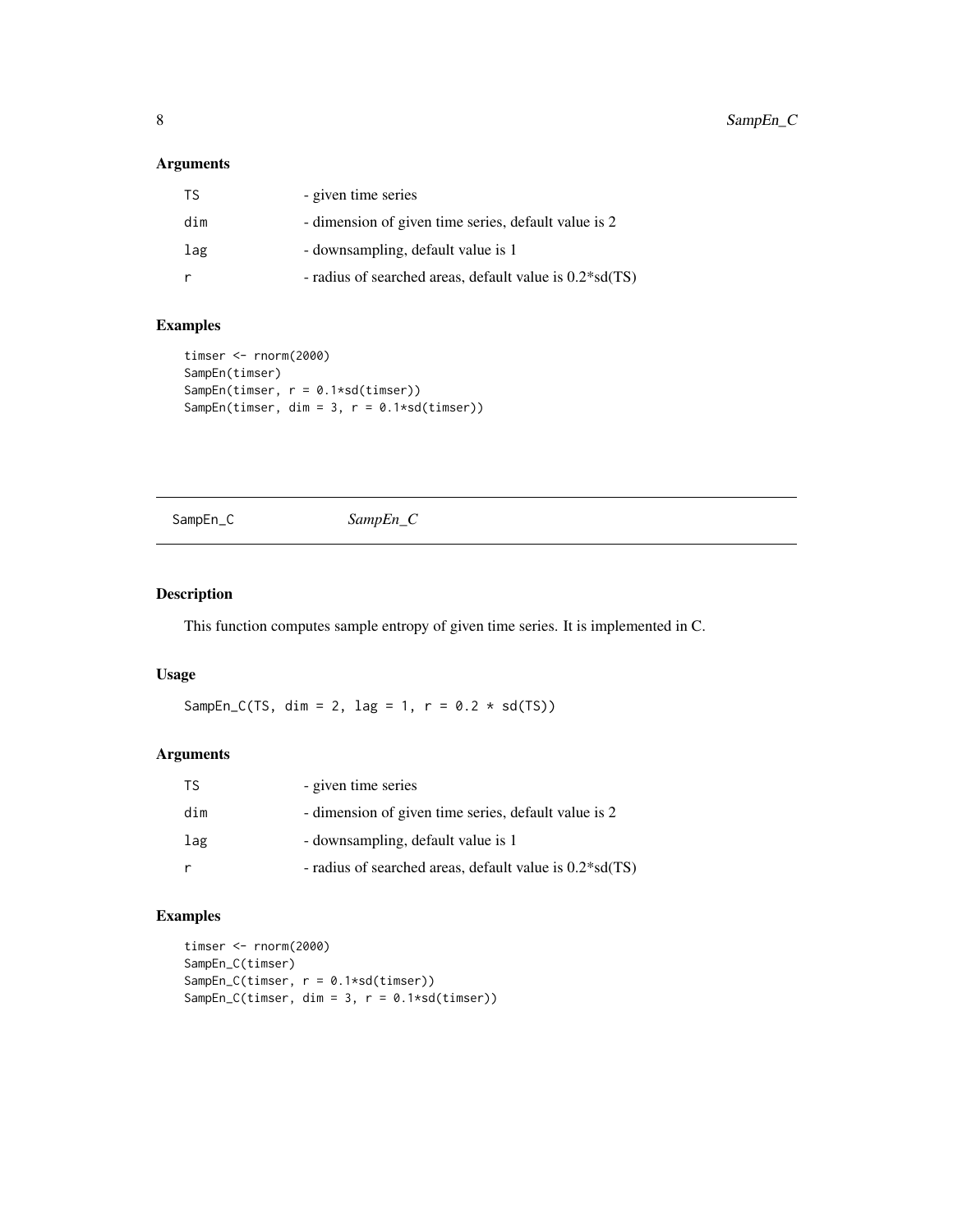## Arguments

| | |
|---|---|
| TS | - given time series |
| dim | - dimension of given time series, default value is 2 |
| lag | - downsampling, default value is 1 |
| r | - radius of searched areas, default value is 0.2*sd(TS) |

## Examples

```
timser <- rnorm(2000)
SampEn(timser)
SampEn(timser, r = 0.1*sd(timser))
SampEn(timser, dim = 3, r = 0.1*sd(timser))
```

---

# SampEn_C — *SampEn_C*

## Description

This function computes sample entropy of given time series. It is implemented in C.

## Usage

```
SampEn_C(TS, dim = 2, lag = 1, r = 0.2 * sd(TS))
```

## Arguments

| | |
|---|---|
| TS | - given time series |
| dim | - dimension of given time series, default value is 2 |
| lag | - downsampling, default value is 1 |
| r | - radius of searched areas, default value is 0.2*sd(TS) |

## Examples

```
timser <- rnorm(2000)
SampEn_C(timser)
SampEn_C(timser, r = 0.1*sd(timser))
SampEn_C(timser, dim = 3, r = 0.1*sd(timser))
```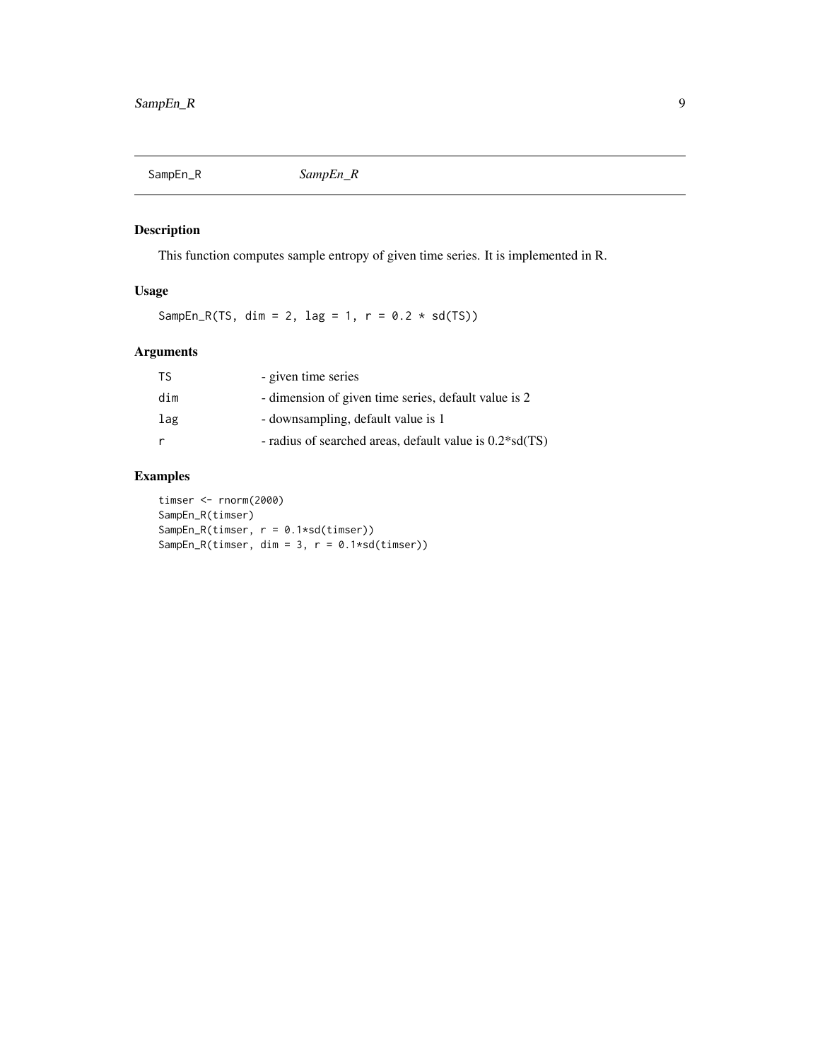## SampEn_R *SampEn_R*

### Description

This function computes sample entropy of given time series. It is implemented in R.

### Usage

```
SampEn_R(TS, dim = 2, lag = 1, r = 0.2 * sd(TS))
```

### Arguments

| | |
|---|---|
| TS | - given time series |
| dim | - dimension of given time series, default value is 2 |
| lag | - downsampling, default value is 1 |
| r | - radius of searched areas, default value is 0.2*sd(TS) |

### Examples

```
timser <- rnorm(2000)
SampEn_R(timser)
SampEn_R(timser, r = 0.1*sd(timser))
SampEn_R(timser, dim = 3, r = 0.1*sd(timser))
```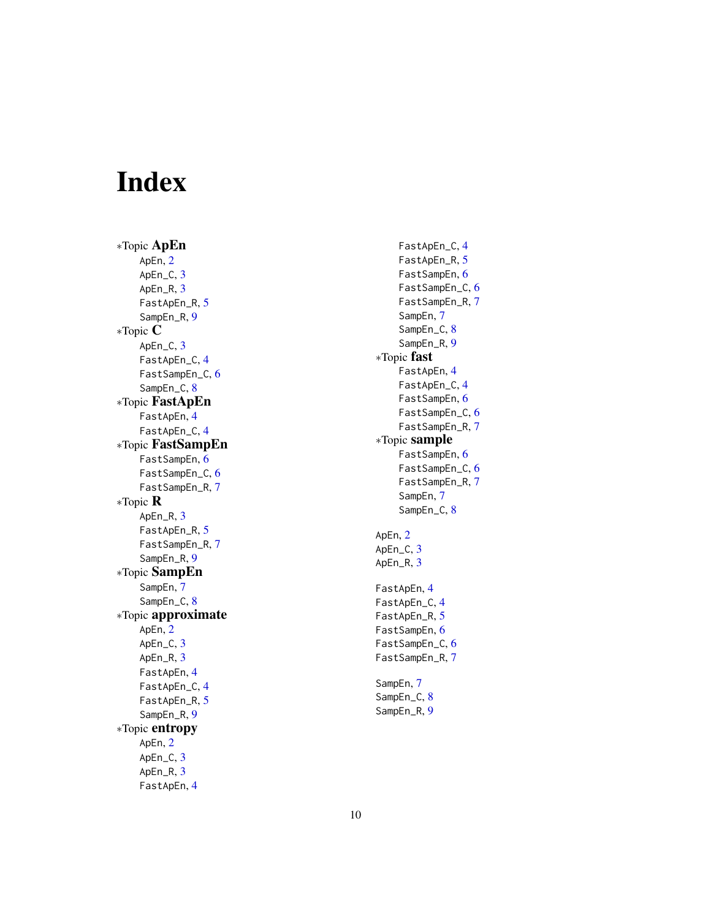# Index

*Topic **ApEn**
- ApEn, 2
- ApEn_C, 3
- ApEn_R, 3
- FastApEn_R, 5
- SampEn_R, 9

*Topic **C**
- ApEn_C, 3
- FastApEn_C, 4
- FastSampEn_C, 6
- SampEn_C, 8

*Topic **FastApEn**
- FastApEn, 4
- FastApEn_C, 4

*Topic **FastSampEn**
- FastSampEn, 6
- FastSampEn_C, 6
- FastSampEn_R, 7

*Topic **R**
- ApEn_R, 3
- FastApEn_R, 5
- FastSampEn_R, 7
- SampEn_R, 9

*Topic **SampEn**
- SampEn, 7
- SampEn_C, 8

*Topic **approximate**
- ApEn, 2
- ApEn_C, 3
- ApEn_R, 3
- FastApEn, 4
- FastApEn_C, 4
- FastApEn_R, 5
- SampEn_R, 9

*Topic **entropy**
- ApEn, 2
- ApEn_C, 3
- ApEn_R, 3
- FastApEn, 4
- FastApEn_C, 4
- FastApEn_R, 5
- FastSampEn, 6
- FastSampEn_C, 6
- FastSampEn_R, 7
- SampEn, 7
- SampEn_C, 8
- SampEn_R, 9

*Topic **fast**
- FastApEn, 4
- FastApEn_C, 4
- FastSampEn, 6
- FastSampEn_C, 6
- FastSampEn_R, 7

*Topic **sample**
- FastSampEn, 6
- FastSampEn_C, 6
- FastSampEn_R, 7
- SampEn, 7
- SampEn_C, 8

ApEn, 2
ApEn_C, 3
ApEn_R, 3

FastApEn, 4
FastApEn_C, 4
FastApEn_R, 5
FastSampEn, 6
FastSampEn_C, 6
FastSampEn_R, 7

SampEn, 7
SampEn_C, 8
SampEn_R, 9